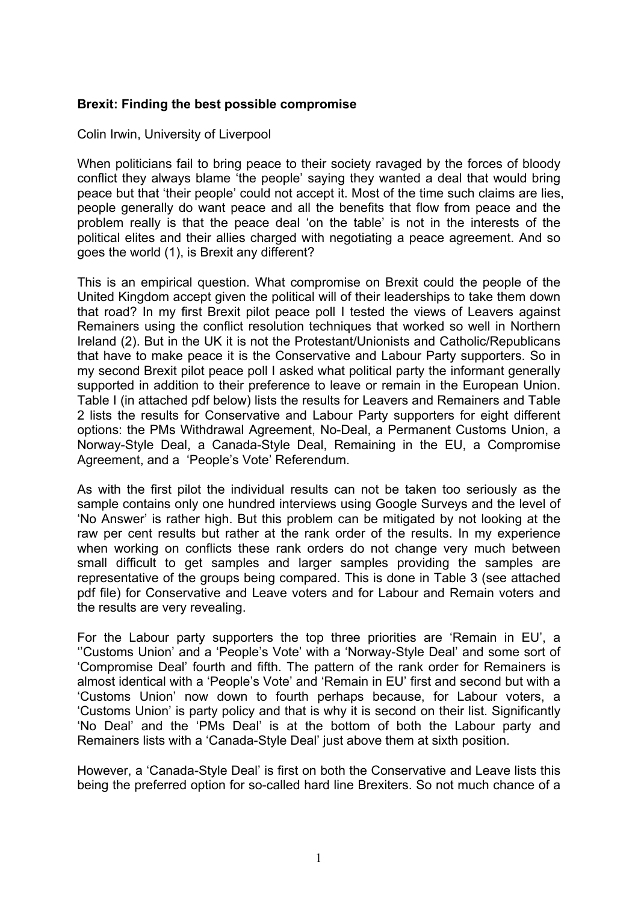**Brexit: Finding the best possible compromise**

Colin Irwin, University of Liverpool

When politicians fail to bring peace to their society ravaged by the forces of bloody conflict they always blame 'the people' saying they wanted a deal that would bring peace but that 'their people' could not accept it. Most of the time such claims are lies, people generally do want peace and all the benefits that flow from peace and the problem really is that the peace deal 'on the table' is not in the interests of the political elites and their allies charged with negotiating a peace agreement. And so goes the world (1), is Brexit any different?

This is an empirical question. What compromise on Brexit could the people of the United Kingdom accept given the political will of their leaderships to take them down that road? In my first Brexit pilot peace poll I tested the views of Leavers against Remainers using the conflict resolution techniques that worked so well in Northern Ireland (2). But in the UK it is not the Protestant/Unionists and Catholic/Republicans that have to make peace it is the Conservative and Labour Party supporters. So in my second Brexit pilot peace poll I asked what political party the informant generally supported in addition to their preference to leave or remain in the European Union. Table I (in attached pdf below) lists the results for Leavers and Remainers and Table 2 lists the results for Conservative and Labour Party supporters for eight different options: the PMs Withdrawal Agreement, No-Deal, a Permanent Customs Union, a Norway-Style Deal, a Canada-Style Deal, Remaining in the EU, a Compromise Agreement, and a 'People's Vote' Referendum.

As with the first pilot the individual results can not be taken too seriously as the sample contains only one hundred interviews using Google Surveys and the level of 'No Answer' is rather high. But this problem can be mitigated by not looking at the raw per cent results but rather at the rank order of the results. In my experience when working on conflicts these rank orders do not change very much between small difficult to get samples and larger samples providing the samples are representative of the groups being compared. This is done in Table 3 (see attached pdf file) for Conservative and Leave voters and for Labour and Remain voters and the results are very revealing.

For the Labour party supporters the top three priorities are 'Remain in EU', a ''Customs Union' and a 'People's Vote' with a 'Norway-Style Deal' and some sort of 'Compromise Deal' fourth and fifth. The pattern of the rank order for Remainers is almost identical with a 'People's Vote' and 'Remain in EU' first and second but with a 'Customs Union' now down to fourth perhaps because, for Labour voters, a 'Customs Union' is party policy and that is why it is second on their list. Significantly 'No Deal' and the 'PMs Deal' is at the bottom of both the Labour party and Remainers lists with a 'Canada-Style Deal' just above them at sixth position.

However, a 'Canada-Style Deal' is first on both the Conservative and Leave lists this being the preferred option for so-called hard line Brexiters. So not much chance of a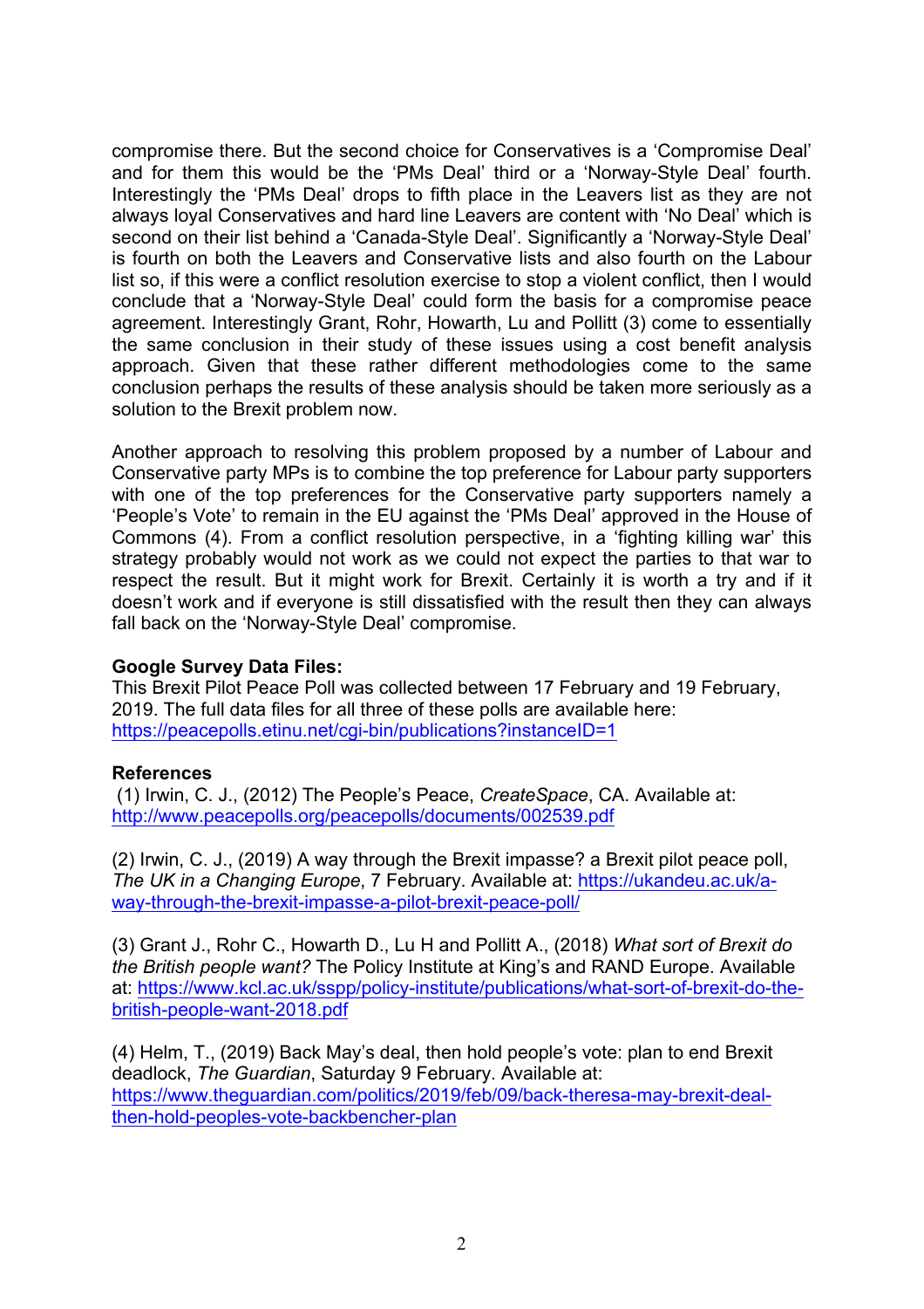compromise there. But the second choice for Conservatives is a 'Compromise Deal' and for them this would be the 'PMs Deal' third or a 'Norway-Style Deal' fourth. Interestingly the 'PMs Deal' drops to fifth place in the Leavers list as they are not always loyal Conservatives and hard line Leavers are content with 'No Deal' which is second on their list behind a 'Canada-Style Deal'. Significantly a 'Norway-Style Deal' is fourth on both the Leavers and Conservative lists and also fourth on the Labour list so, if this were a conflict resolution exercise to stop a violent conflict, then I would conclude that a 'Norway-Style Deal' could form the basis for a compromise peace agreement. Interestingly Grant, Rohr, Howarth, Lu and Pollitt (3) come to essentially the same conclusion in their study of these issues using a cost benefit analysis approach. Given that these rather different methodologies come to the same conclusion perhaps the results of these analysis should be taken more seriously as a solution to the Brexit problem now.

Another approach to resolving this problem proposed by a number of Labour and Conservative party MPs is to combine the top preference for Labour party supporters with one of the top preferences for the Conservative party supporters namely a 'People's Vote' to remain in the EU against the 'PMs Deal' approved in the House of Commons (4). From a conflict resolution perspective, in a 'fighting killing war' this strategy probably would not work as we could not expect the parties to that war to respect the result. But it might work for Brexit. Certainly it is worth a try and if it doesn't work and if everyone is still dissatisfied with the result then they can always fall back on the 'Norway-Style Deal' compromise.

**Google Survey Data Files:**
This Brexit Pilot Peace Poll was collected between 17 February and 19 February, 2019. The full data files for all three of these polls are available here: https://peacepolls.etinu.net/cgi-bin/publications?instanceID=1

**References**

(1) Irwin, C. J., (2012) The People's Peace, *CreateSpace*, CA. Available at: http://www.peacepolls.org/peacepolls/documents/002539.pdf

(2) Irwin, C. J., (2019) A way through the Brexit impasse? a Brexit pilot peace poll, *The UK in a Changing Europe*, 7 February. Available at: https://ukandeu.ac.uk/a-way-through-the-brexit-impasse-a-pilot-brexit-peace-poll/

(3) Grant J., Rohr C., Howarth D., Lu H and Pollitt A., (2018) *What sort of Brexit do the British people want?* The Policy Institute at King's and RAND Europe. Available at: https://www.kcl.ac.uk/sspp/policy-institute/publications/what-sort-of-brexit-do-the-british-people-want-2018.pdf

(4) Helm, T., (2019) Back May's deal, then hold people's vote: plan to end Brexit deadlock, *The Guardian*, Saturday 9 February. Available at: https://www.theguardian.com/politics/2019/feb/09/back-theresa-may-brexit-deal-then-hold-peoples-vote-backbencher-plan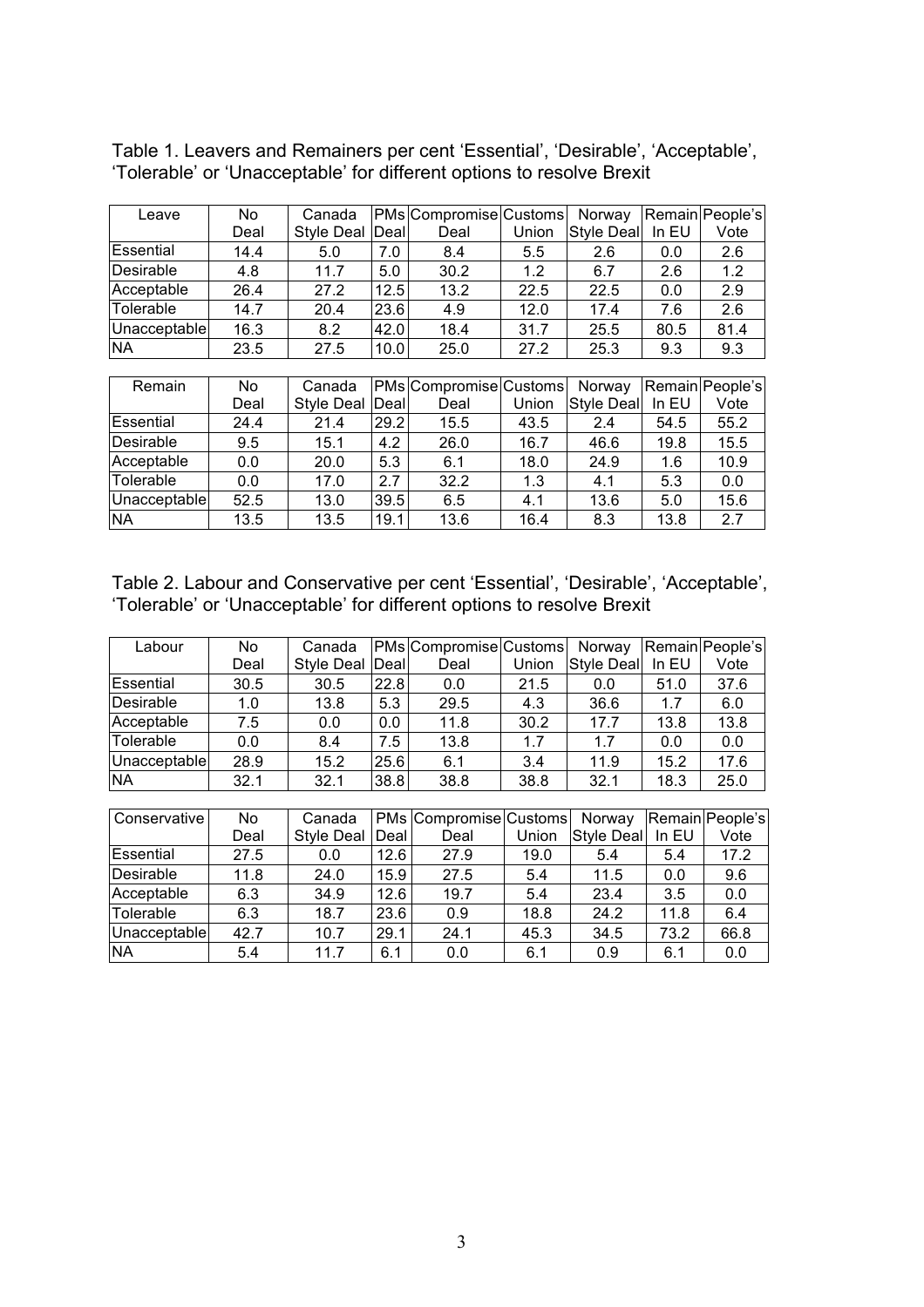Table 1. Leavers and Remainers per cent 'Essential', 'Desirable', 'Acceptable', 'Tolerable' or 'Unacceptable' for different options to resolve Brexit

| Leave | No Deal | Canada Style Deal | PMs Deal | Compromise Deal | Customs Union | Norway Style Deal | Remain In EU | People's Vote |
|---|---|---|---|---|---|---|---|---|
| Essential | 14.4 | 5.0 | 7.0 | 8.4 | 5.5 | 2.6 | 0.0 | 2.6 |
| Desirable | 4.8 | 11.7 | 5.0 | 30.2 | 1.2 | 6.7 | 2.6 | 1.2 |
| Acceptable | 26.4 | 27.2 | 12.5 | 13.2 | 22.5 | 22.5 | 0.0 | 2.9 |
| Tolerable | 14.7 | 20.4 | 23.6 | 4.9 | 12.0 | 17.4 | 7.6 | 2.6 |
| Unacceptable | 16.3 | 8.2 | 42.0 | 18.4 | 31.7 | 25.5 | 80.5 | 81.4 |
| NA | 23.5 | 27.5 | 10.0 | 25.0 | 27.2 | 25.3 | 9.3 | 9.3 |

| Remain | No Deal | Canada Style Deal | PMs Deal | Compromise Deal | Customs Union | Norway Style Deal | Remain In EU | People's Vote |
|---|---|---|---|---|---|---|---|---|
| Essential | 24.4 | 21.4 | 29.2 | 15.5 | 43.5 | 2.4 | 54.5 | 55.2 |
| Desirable | 9.5 | 15.1 | 4.2 | 26.0 | 16.7 | 46.6 | 19.8 | 15.5 |
| Acceptable | 0.0 | 20.0 | 5.3 | 6.1 | 18.0 | 24.9 | 1.6 | 10.9 |
| Tolerable | 0.0 | 17.0 | 2.7 | 32.2 | 1.3 | 4.1 | 5.3 | 0.0 |
| Unacceptable | 52.5 | 13.0 | 39.5 | 6.5 | 4.1 | 13.6 | 5.0 | 15.6 |
| NA | 13.5 | 13.5 | 19.1 | 13.6 | 16.4 | 8.3 | 13.8 | 2.7 |

Table 2. Labour and Conservative per cent 'Essential', 'Desirable', 'Acceptable', 'Tolerable' or 'Unacceptable' for different options to resolve Brexit

| Labour | No Deal | Canada Style Deal | PMs Deal | Compromise Deal | Customs Union | Norway Style Deal | Remain In EU | People's Vote |
|---|---|---|---|---|---|---|---|---|
| Essential | 30.5 | 30.5 | 22.8 | 0.0 | 21.5 | 0.0 | 51.0 | 37.6 |
| Desirable | 1.0 | 13.8 | 5.3 | 29.5 | 4.3 | 36.6 | 1.7 | 6.0 |
| Acceptable | 7.5 | 0.0 | 0.0 | 11.8 | 30.2 | 17.7 | 13.8 | 13.8 |
| Tolerable | 0.0 | 8.4 | 7.5 | 13.8 | 1.7 | 1.7 | 0.0 | 0.0 |
| Unacceptable | 28.9 | 15.2 | 25.6 | 6.1 | 3.4 | 11.9 | 15.2 | 17.6 |
| NA | 32.1 | 32.1 | 38.8 | 38.8 | 38.8 | 32.1 | 18.3 | 25.0 |

| Conservative | No Deal | Canada Style Deal | PMs Deal | Compromise Deal | Customs Union | Norway Style Deal | Remain In EU | People's Vote |
|---|---|---|---|---|---|---|---|---|
| Essential | 27.5 | 0.0 | 12.6 | 27.9 | 19.0 | 5.4 | 5.4 | 17.2 |
| Desirable | 11.8 | 24.0 | 15.9 | 27.5 | 5.4 | 11.5 | 0.0 | 9.6 |
| Acceptable | 6.3 | 34.9 | 12.6 | 19.7 | 5.4 | 23.4 | 3.5 | 0.0 |
| Tolerable | 6.3 | 18.7 | 23.6 | 0.9 | 18.8 | 24.2 | 11.8 | 6.4 |
| Unacceptable | 42.7 | 10.7 | 29.1 | 24.1 | 45.3 | 34.5 | 73.2 | 66.8 |
| NA | 5.4 | 11.7 | 6.1 | 0.0 | 6.1 | 0.9 | 6.1 | 0.0 |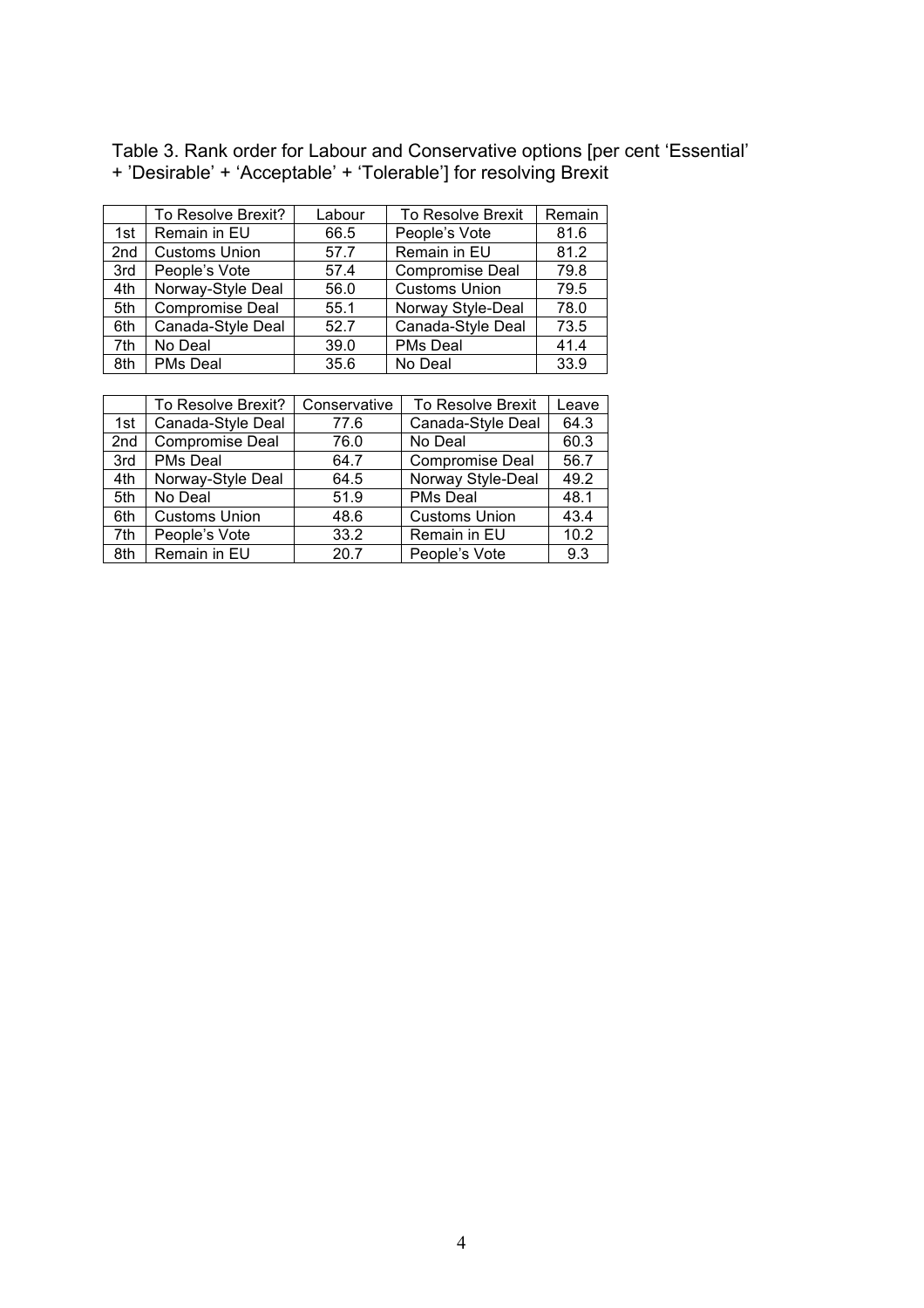Table 3. Rank order for Labour and Conservative options [per cent 'Essential' + 'Desirable' + 'Acceptable' + 'Tolerable'] for resolving Brexit

| | To Resolve Brexit? | Labour | To Resolve Brexit | Remain |
|---|---|---|---|---|
| 1st | Remain in EU | 66.5 | People's Vote | 81.6 |
| 2nd | Customs Union | 57.7 | Remain in EU | 81.2 |
| 3rd | People's Vote | 57.4 | Compromise Deal | 79.8 |
| 4th | Norway-Style Deal | 56.0 | Customs Union | 79.5 |
| 5th | Compromise Deal | 55.1 | Norway Style-Deal | 78.0 |
| 6th | Canada-Style Deal | 52.7 | Canada-Style Deal | 73.5 |
| 7th | No Deal | 39.0 | PMs Deal | 41.4 |
| 8th | PMs Deal | 35.6 | No Deal | 33.9 |

| | To Resolve Brexit? | Conservative | To Resolve Brexit | Leave |
|---|---|---|---|---|
| 1st | Canada-Style Deal | 77.6 | Canada-Style Deal | 64.3 |
| 2nd | Compromise Deal | 76.0 | No Deal | 60.3 |
| 3rd | PMs Deal | 64.7 | Compromise Deal | 56.7 |
| 4th | Norway-Style Deal | 64.5 | Norway Style-Deal | 49.2 |
| 5th | No Deal | 51.9 | PMs Deal | 48.1 |
| 6th | Customs Union | 48.6 | Customs Union | 43.4 |
| 7th | People's Vote | 33.2 | Remain in EU | 10.2 |
| 8th | Remain in EU | 20.7 | People's Vote | 9.3 |